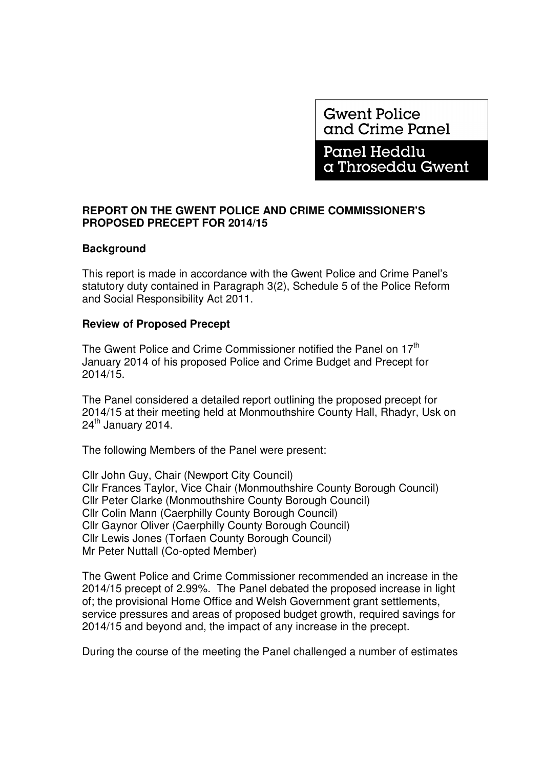Gwent Police and Crime Panel

Panel Heddlu a Throseddu Gwent

**REPORT ON THE GWENT POLICE AND CRIME COMMISSIONER'S PROPOSED PRECEPT FOR 2014/15**

**Background**

This report is made in accordance with the Gwent Police and Crime Panel's statutory duty contained in Paragraph 3(2), Schedule 5 of the Police Reform and Social Responsibility Act 2011.

**Review of Proposed Precept**

The Gwent Police and Crime Commissioner notified the Panel on 17th January 2014 of his proposed Police and Crime Budget and Precept for 2014/15.

The Panel considered a detailed report outlining the proposed precept for 2014/15 at their meeting held at Monmouthshire County Hall, Rhadyr, Usk on 24th January 2014.

The following Members of the Panel were present:

Cllr John Guy, Chair (Newport City Council)
Cllr Frances Taylor, Vice Chair (Monmouthshire County Borough Council)
Cllr Peter Clarke (Monmouthshire County Borough Council)
Cllr Colin Mann (Caerphilly County Borough Council)
Cllr Gaynor Oliver (Caerphilly County Borough Council)
Cllr Lewis Jones (Torfaen County Borough Council)
Mr Peter Nuttall (Co-opted Member)

The Gwent Police and Crime Commissioner recommended an increase in the 2014/15 precept of 2.99%. The Panel debated the proposed increase in light of; the provisional Home Office and Welsh Government grant settlements, service pressures and areas of proposed budget growth, required savings for 2014/15 and beyond and, the impact of any increase in the precept.

During the course of the meeting the Panel challenged a number of estimates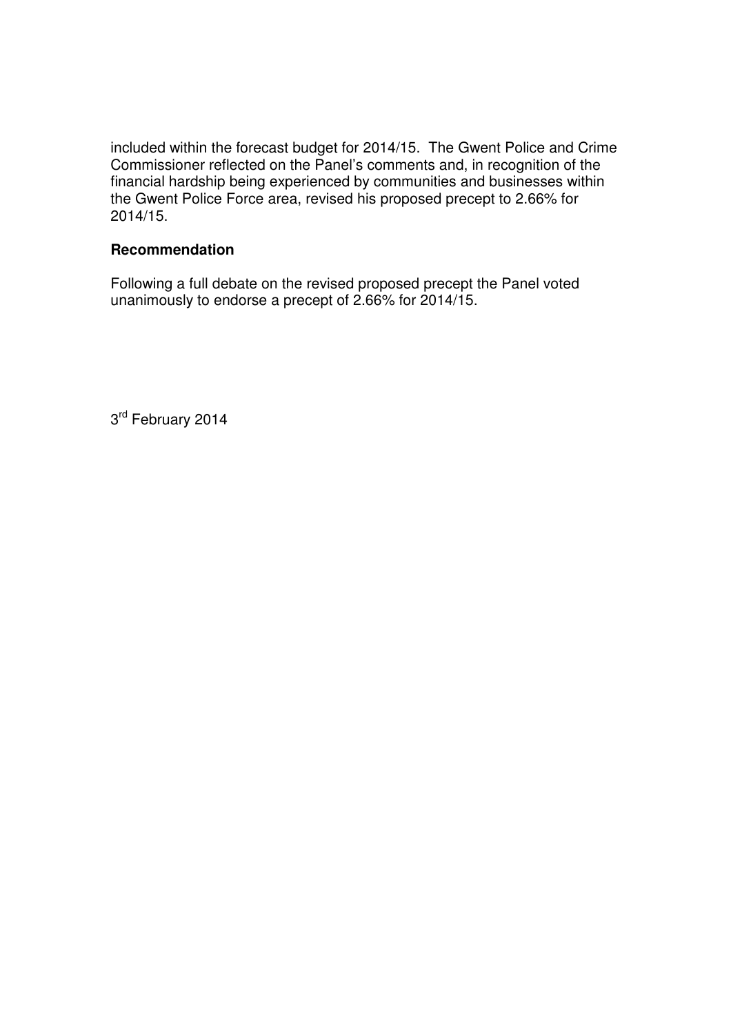included within the forecast budget for 2014/15. The Gwent Police and Crime Commissioner reflected on the Panel's comments and, in recognition of the financial hardship being experienced by communities and businesses within the Gwent Police Force area, revised his proposed precept to 2.66% for 2014/15.

**Recommendation**

Following a full debate on the revised proposed precept the Panel voted unanimously to endorse a precept of 2.66% for 2014/15.

3rd February 2014